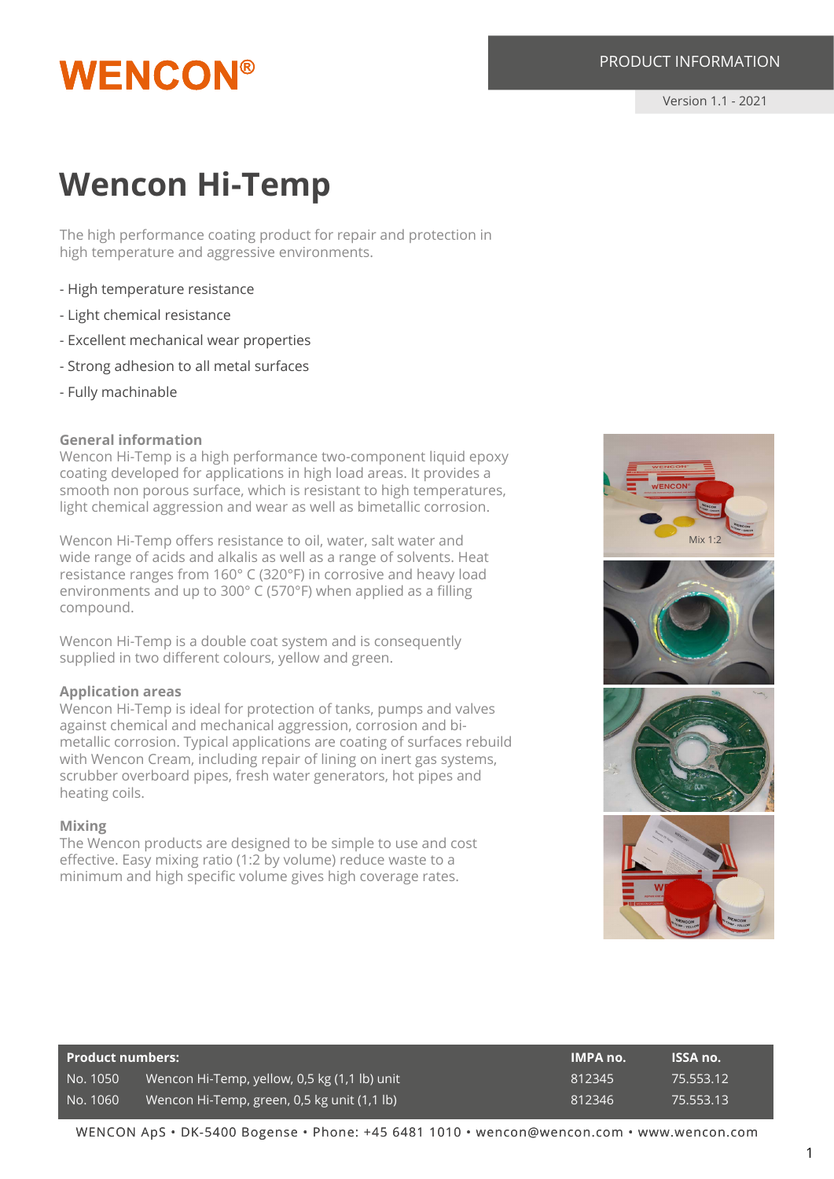WENCON®

PRODUCT INFORMATION

Version 1.1 - 2021

# Wencon Hi-Temp

The high performance coating product for repair and protection in high temperature and aggressive environments.

- High temperature resistance
- Light chemical resistance
- Excellent mechanical wear properties
- Strong adhesion to all metal surfaces
- Fully machinable

### General information

Wencon Hi-Temp is a high performance two-component liquid epoxy coating developed for applications in high load areas. It provides a smooth non porous surface, which is resistant to high temperatures, light chemical aggression and wear as well as bimetallic corrosion.

Wencon Hi-Temp offers resistance to oil, water, salt water and wide range of acids and alkalis as well as a range of solvents. Heat resistance ranges from 160° C (320°F) in corrosive and heavy load environments and up to 300° C (570°F) when applied as a filling compound.

Wencon Hi-Temp is a double coat system and is consequently supplied in two different colours, yellow and green.

### Application areas

Wencon Hi-Temp is ideal for protection of tanks, pumps and valves against chemical and mechanical aggression, corrosion and bi-metallic corrosion. Typical applications are coating of surfaces rebuild with Wencon Cream, including repair of lining on inert gas systems, scrubber overboard pipes, fresh water generators, hot pipes and heating coils.

### Mixing

The Wencon products are designed to be simple to use and cost effective. Easy mixing ratio (1:2 by volume) reduce waste to a minimum and high specific volume gives high coverage rates.

Mix 1:2

| Product numbers: | | IMPA no. | ISSA no. |
|---|---|---|---|
| No. 1050 | Wencon Hi-Temp, yellow, 0,5 kg (1,1 lb) unit | 812345 | 75.553.12 |
| No. 1060 | Wencon Hi-Temp, green, 0,5 kg unit (1,1 lb) | 812346 | 75.553.13 |

WENCON ApS • DK-5400 Bogense • Phone: +45 6481 1010 • wencon@wencon.com • www.wencon.com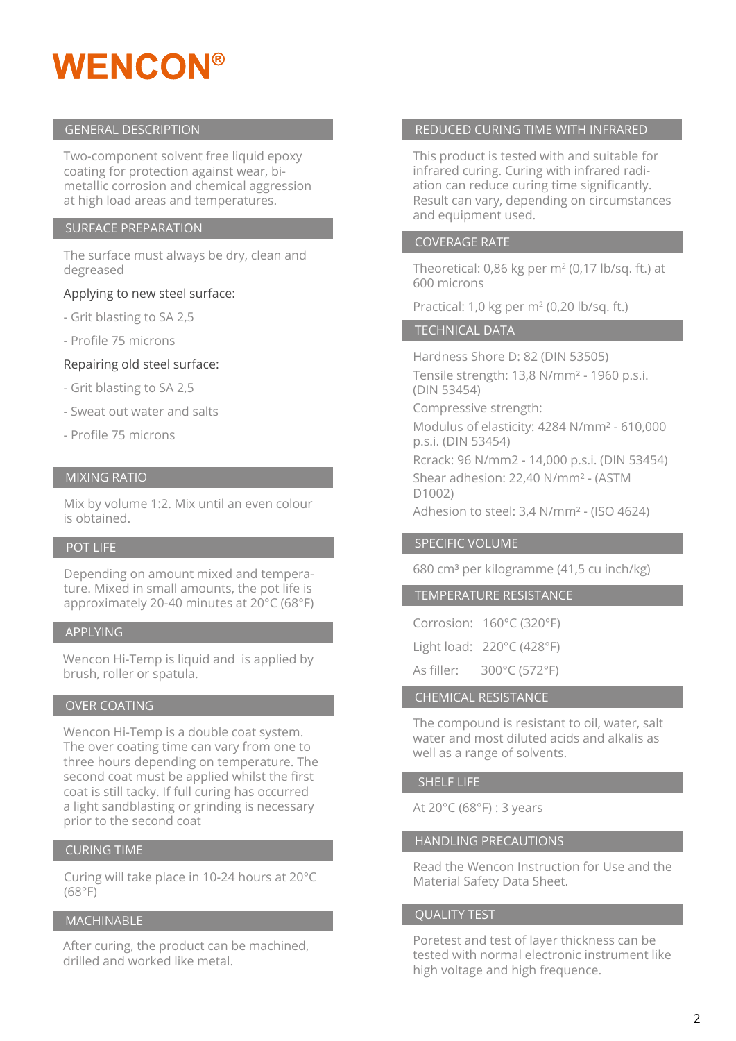# WENCON®

## GENERAL DESCRIPTION

Two-component solvent free liquid epoxy coating for protection against wear, bi-metallic corrosion and chemical aggression at high load areas and temperatures.

## SURFACE PREPARATION

The surface must always be dry, clean and degreased

Applying to new steel surface:

- Grit blasting to SA 2,5
- Profile 75 microns

Repairing old steel surface:

- Grit blasting to SA 2,5
- Sweat out water and salts
- Profile 75 microns

## MIXING RATIO

Mix by volume 1:2. Mix until an even colour is obtained.

## POT LIFE

Depending on amount mixed and temperature. Mixed in small amounts, the pot life is approximately 20-40 minutes at 20°C (68°F)

## APPLYING

Wencon Hi-Temp is liquid and is applied by brush, roller or spatula.

## OVER COATING

Wencon Hi-Temp is a double coat system. The over coating time can vary from one to three hours depending on temperature. The second coat must be applied whilst the first coat is still tacky. If full curing has occurred a light sandblasting or grinding is necessary prior to the second coat

## CURING TIME

Curing will take place in 10-24 hours at 20°C (68°F)

## MACHINABLE

After curing, the product can be machined, drilled and worked like metal.

## REDUCED CURING TIME WITH INFRARED

This product is tested with and suitable for infrared curing. Curing with infrared radiation can reduce curing time significantly. Result can vary, depending on circumstances and equipment used.

## COVERAGE RATE

Theoretical: 0,86 kg per m² (0,17 lb/sq. ft.) at 600 microns

Practical: 1,0 kg per m² (0,20 lb/sq. ft.)

## TECHNICAL DATA

Hardness Shore D: 82 (DIN 53505)

Tensile strength: 13,8 N/mm² - 1960 p.s.i. (DIN 53454)

Compressive strength:

Modulus of elasticity: 4284 N/mm² - 610,000 p.s.i. (DIN 53454)

Rcrack: 96 N/mm2 - 14,000 p.s.i. (DIN 53454)

Shear adhesion: 22,40 N/mm² - (ASTM D1002)

Adhesion to steel: 3,4 N/mm² - (ISO 4624)

## SPECIFIC VOLUME

680 cm³ per kilogramme (41,5 cu inch/kg)

## TEMPERATURE RESISTANCE

Corrosion: 160°C (320°F)

Light load: 220°C (428°F)

As filler: 300°C (572°F)

## CHEMICAL RESISTANCE

The compound is resistant to oil, water, salt water and most diluted acids and alkalis as well as a range of solvents.

## SHELF LIFE

At 20°C (68°F) : 3 years

## HANDLING PRECAUTIONS

Read the Wencon Instruction for Use and the Material Safety Data Sheet.

## QUALITY TEST

Poretest and test of layer thickness can be tested with normal electronic instrument like high voltage and high frequence.